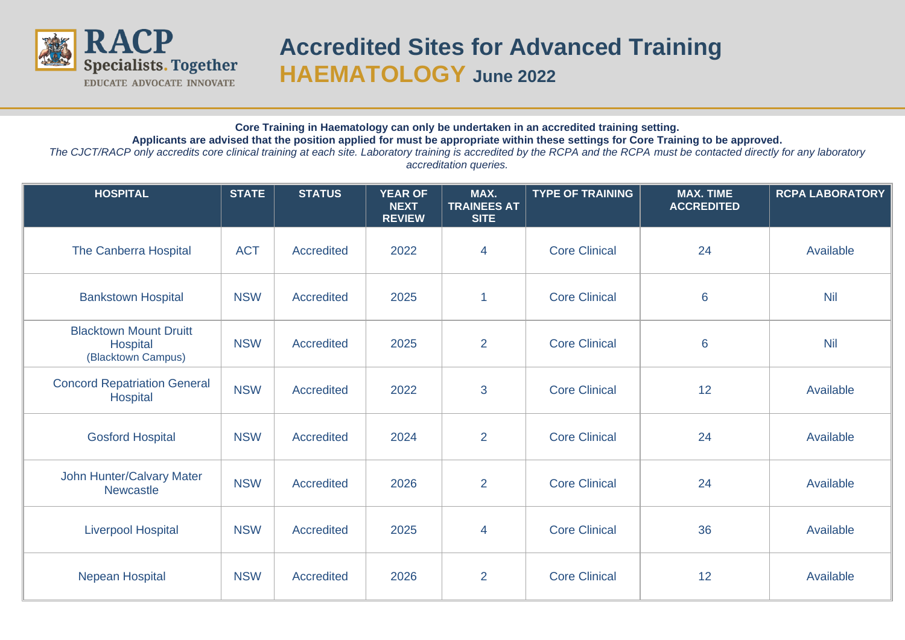# Accredited Sites for Advanced Training

## HAEMATOLOGY June 2022

**Core Training in Haematology can only be undertaken in an accredited training setting.**

**Applicants are advised that the position applied for must be appropriate within these settings for Core Training to be approved.**

*The CJCT/RACP only accredits core clinical training at each site. Laboratory training is accredited by the RCPA and the RCPA must be contacted directly for any laboratory accreditation queries.*

| HOSPITAL | STATE | STATUS | YEAR OF NEXT REVIEW | MAX. TRAINEES AT SITE | TYPE OF TRAINING | MAX. TIME ACCREDITED | RCPA LABORATORY |
|---|---|---|---|---|---|---|---|
| The Canberra Hospital | ACT | Accredited | 2022 | 4 | Core Clinical | 24 | Available |
| Bankstown Hospital | NSW | Accredited | 2025 | 1 | Core Clinical | 6 | Nil |
| Blacktown Mount Druitt Hospital (Blacktown Campus) | NSW | Accredited | 2025 | 2 | Core Clinical | 6 | Nil |
| Concord Repatriation General Hospital | NSW | Accredited | 2022 | 3 | Core Clinical | 12 | Available |
| Gosford Hospital | NSW | Accredited | 2024 | 2 | Core Clinical | 24 | Available |
| John Hunter/Calvary Mater Newcastle | NSW | Accredited | 2026 | 2 | Core Clinical | 24 | Available |
| Liverpool Hospital | NSW | Accredited | 2025 | 4 | Core Clinical | 36 | Available |
| Nepean Hospital | NSW | Accredited | 2026 | 2 | Core Clinical | 12 | Available |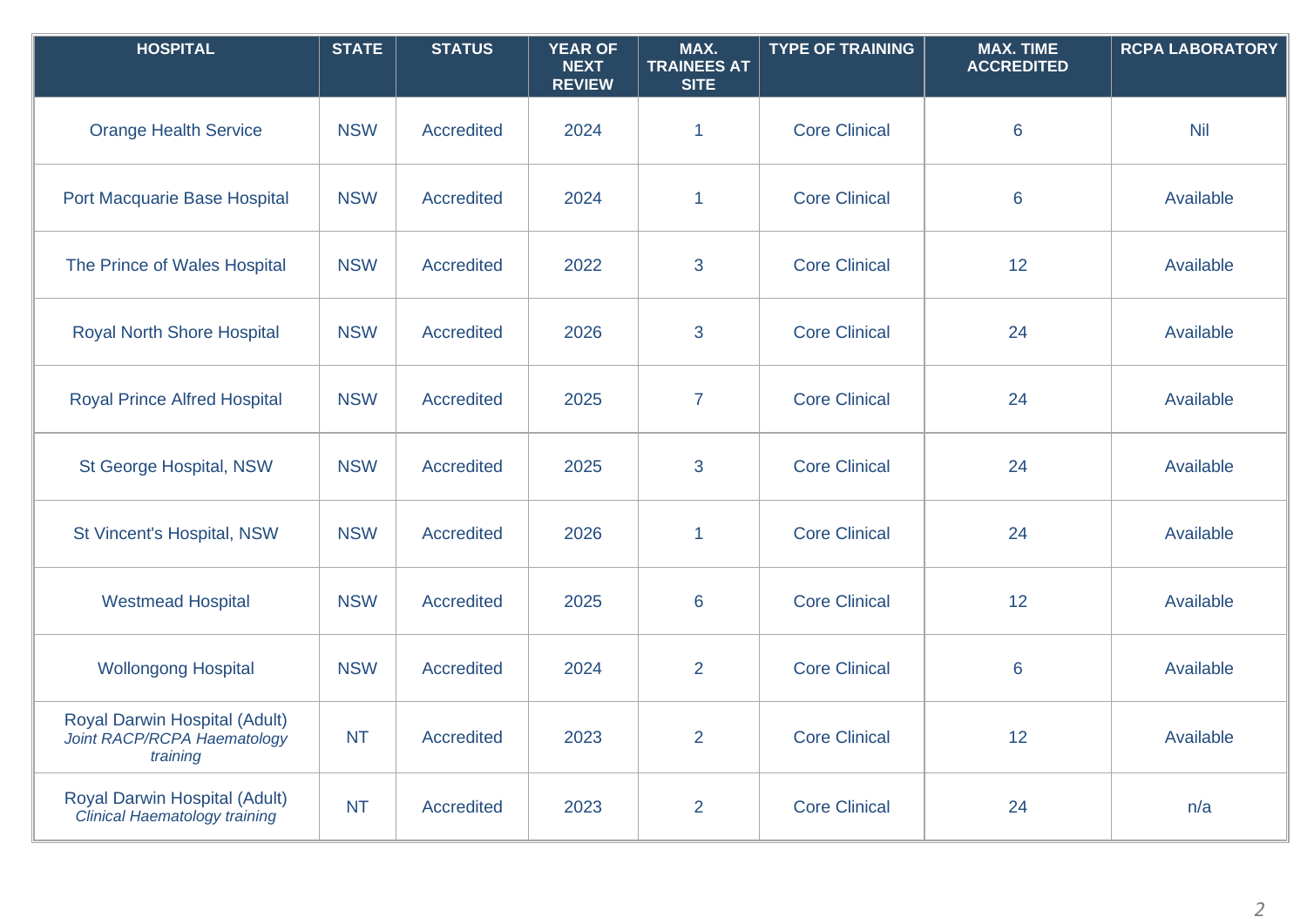| HOSPITAL | STATE | STATUS | YEAR OF NEXT REVIEW | MAX. TRAINEES AT SITE | TYPE OF TRAINING | MAX. TIME ACCREDITED | RCPA LABORATORY |
|---|---|---|---|---|---|---|---|
| Orange Health Service | NSW | Accredited | 2024 | 1 | Core Clinical | 6 | Nil |
| Port Macquarie Base Hospital | NSW | Accredited | 2024 | 1 | Core Clinical | 6 | Available |
| The Prince of Wales Hospital | NSW | Accredited | 2022 | 3 | Core Clinical | 12 | Available |
| Royal North Shore Hospital | NSW | Accredited | 2026 | 3 | Core Clinical | 24 | Available |
| Royal Prince Alfred Hospital | NSW | Accredited | 2025 | 7 | Core Clinical | 24 | Available |
| St George Hospital, NSW | NSW | Accredited | 2025 | 3 | Core Clinical | 24 | Available |
| St Vincent's Hospital, NSW | NSW | Accredited | 2026 | 1 | Core Clinical | 24 | Available |
| Westmead Hospital | NSW | Accredited | 2025 | 6 | Core Clinical | 12 | Available |
| Wollongong Hospital | NSW | Accredited | 2024 | 2 | Core Clinical | 6 | Available |
| Royal Darwin Hospital (Adult) *Joint RACP/RCPA Haematology training* | NT | Accredited | 2023 | 2 | Core Clinical | 12 | Available |
| Royal Darwin Hospital (Adult) *Clinical Haematology training* | NT | Accredited | 2023 | 2 | Core Clinical | 24 | n/a |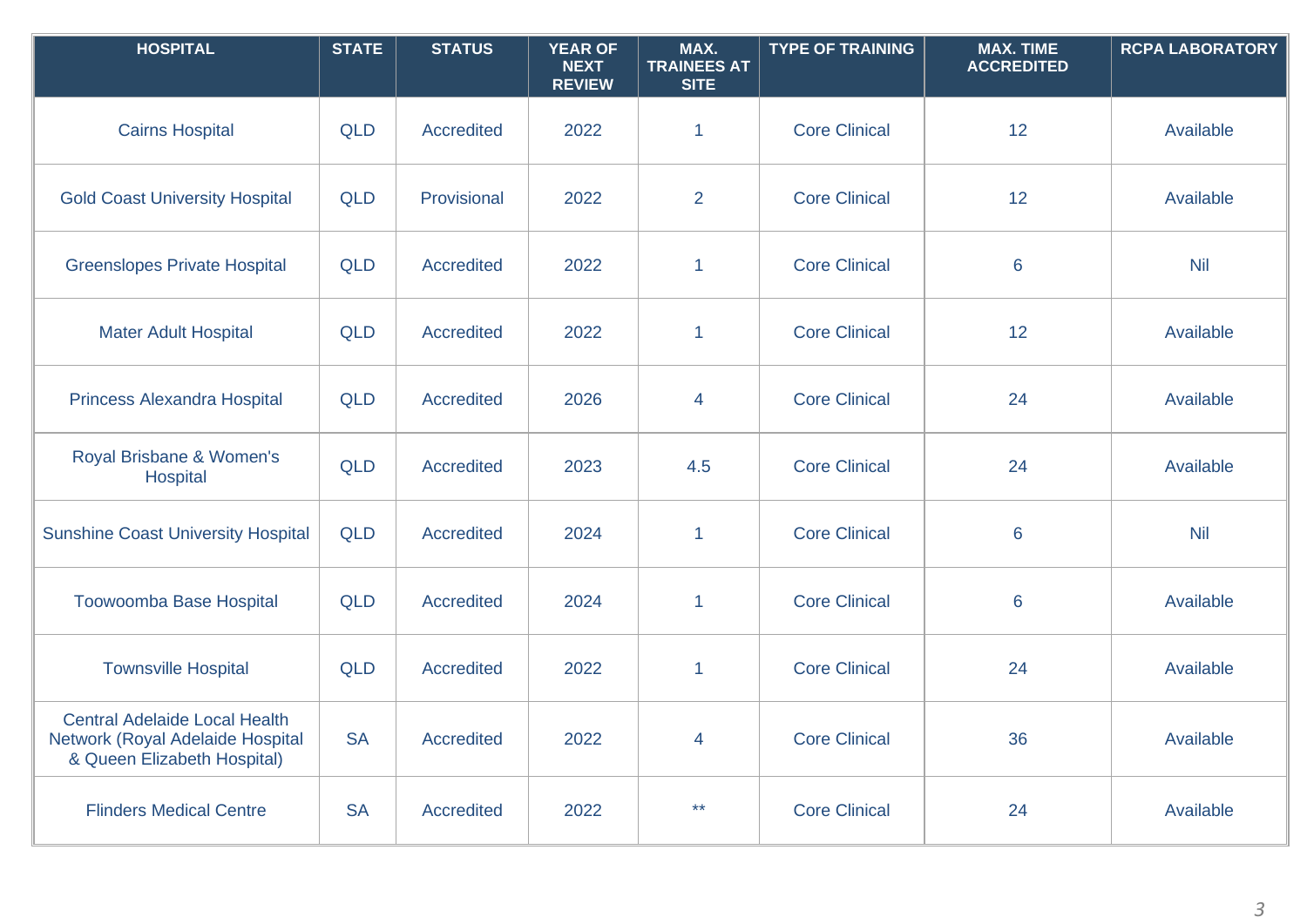| HOSPITAL | STATE | STATUS | YEAR OF NEXT REVIEW | MAX. TRAINEES AT SITE | TYPE OF TRAINING | MAX. TIME ACCREDITED | RCPA LABORATORY |
|---|---|---|---|---|---|---|---|
| Cairns Hospital | QLD | Accredited | 2022 | 1 | Core Clinical | 12 | Available |
| Gold Coast University Hospital | QLD | Provisional | 2022 | 2 | Core Clinical | 12 | Available |
| Greenslopes Private Hospital | QLD | Accredited | 2022 | 1 | Core Clinical | 6 | Nil |
| Mater Adult Hospital | QLD | Accredited | 2022 | 1 | Core Clinical | 12 | Available |
| Princess Alexandra Hospital | QLD | Accredited | 2026 | 4 | Core Clinical | 24 | Available |
| Royal Brisbane & Women's Hospital | QLD | Accredited | 2023 | 4.5 | Core Clinical | 24 | Available |
| Sunshine Coast University Hospital | QLD | Accredited | 2024 | 1 | Core Clinical | 6 | Nil |
| Toowoomba Base Hospital | QLD | Accredited | 2024 | 1 | Core Clinical | 6 | Available |
| Townsville Hospital | QLD | Accredited | 2022 | 1 | Core Clinical | 24 | Available |
| Central Adelaide Local Health Network (Royal Adelaide Hospital & Queen Elizabeth Hospital) | SA | Accredited | 2022 | 4 | Core Clinical | 36 | Available |
| Flinders Medical Centre | SA | Accredited | 2022 | ** | Core Clinical | 24 | Available |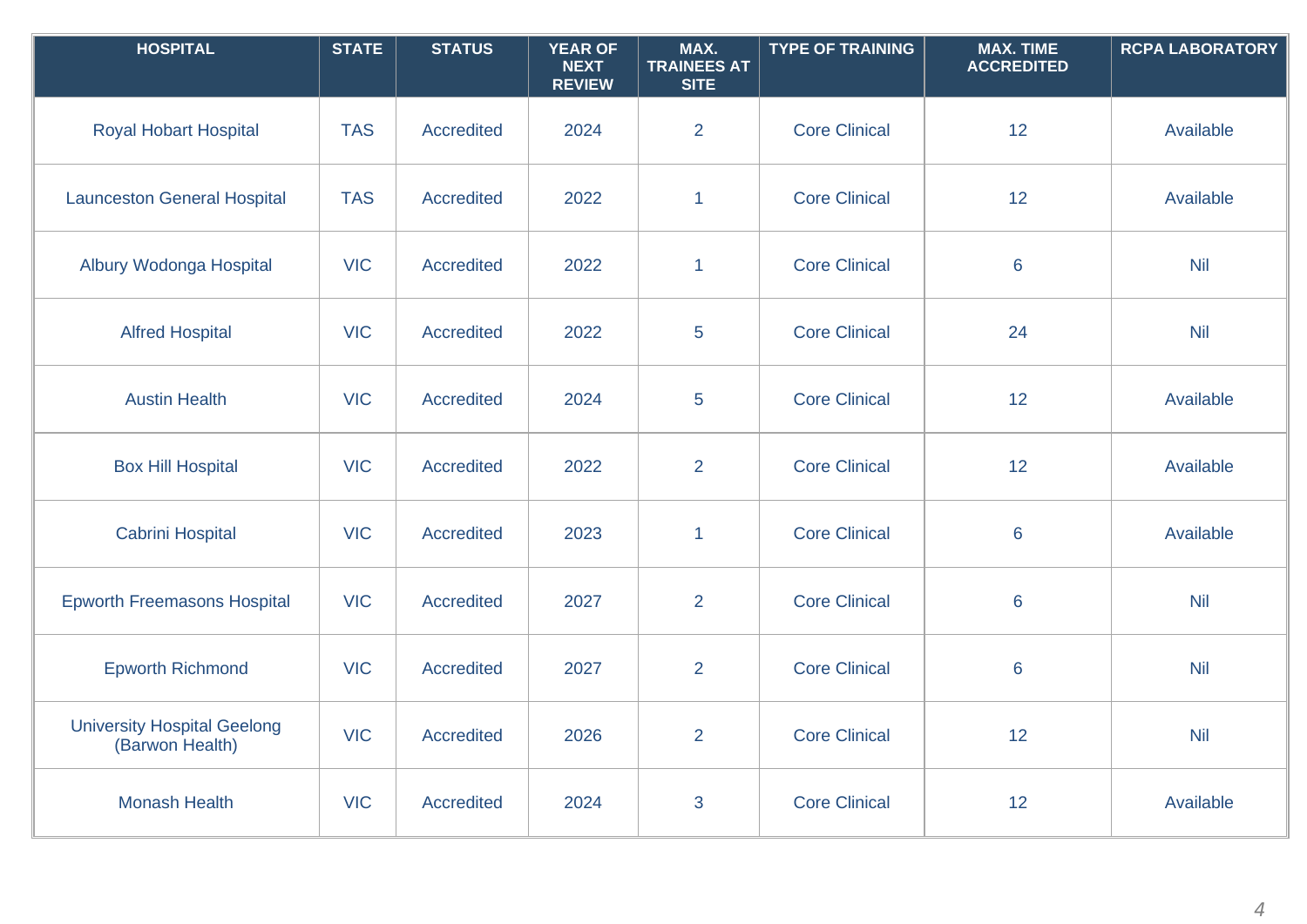| HOSPITAL | STATE | STATUS | YEAR OF NEXT REVIEW | MAX. TRAINEES AT SITE | TYPE OF TRAINING | MAX. TIME ACCREDITED | RCPA LABORATORY |
|---|---|---|---|---|---|---|---|
| Royal Hobart Hospital | TAS | Accredited | 2024 | 2 | Core Clinical | 12 | Available |
| Launceston General Hospital | TAS | Accredited | 2022 | 1 | Core Clinical | 12 | Available |
| Albury Wodonga Hospital | VIC | Accredited | 2022 | 1 | Core Clinical | 6 | Nil |
| Alfred Hospital | VIC | Accredited | 2022 | 5 | Core Clinical | 24 | Nil |
| Austin Health | VIC | Accredited | 2024 | 5 | Core Clinical | 12 | Available |
| Box Hill Hospital | VIC | Accredited | 2022 | 2 | Core Clinical | 12 | Available |
| Cabrini Hospital | VIC | Accredited | 2023 | 1 | Core Clinical | 6 | Available |
| Epworth Freemasons Hospital | VIC | Accredited | 2027 | 2 | Core Clinical | 6 | Nil |
| Epworth Richmond | VIC | Accredited | 2027 | 2 | Core Clinical | 6 | Nil |
| University Hospital Geelong (Barwon Health) | VIC | Accredited | 2026 | 2 | Core Clinical | 12 | Nil |
| Monash Health | VIC | Accredited | 2024 | 3 | Core Clinical | 12 | Available |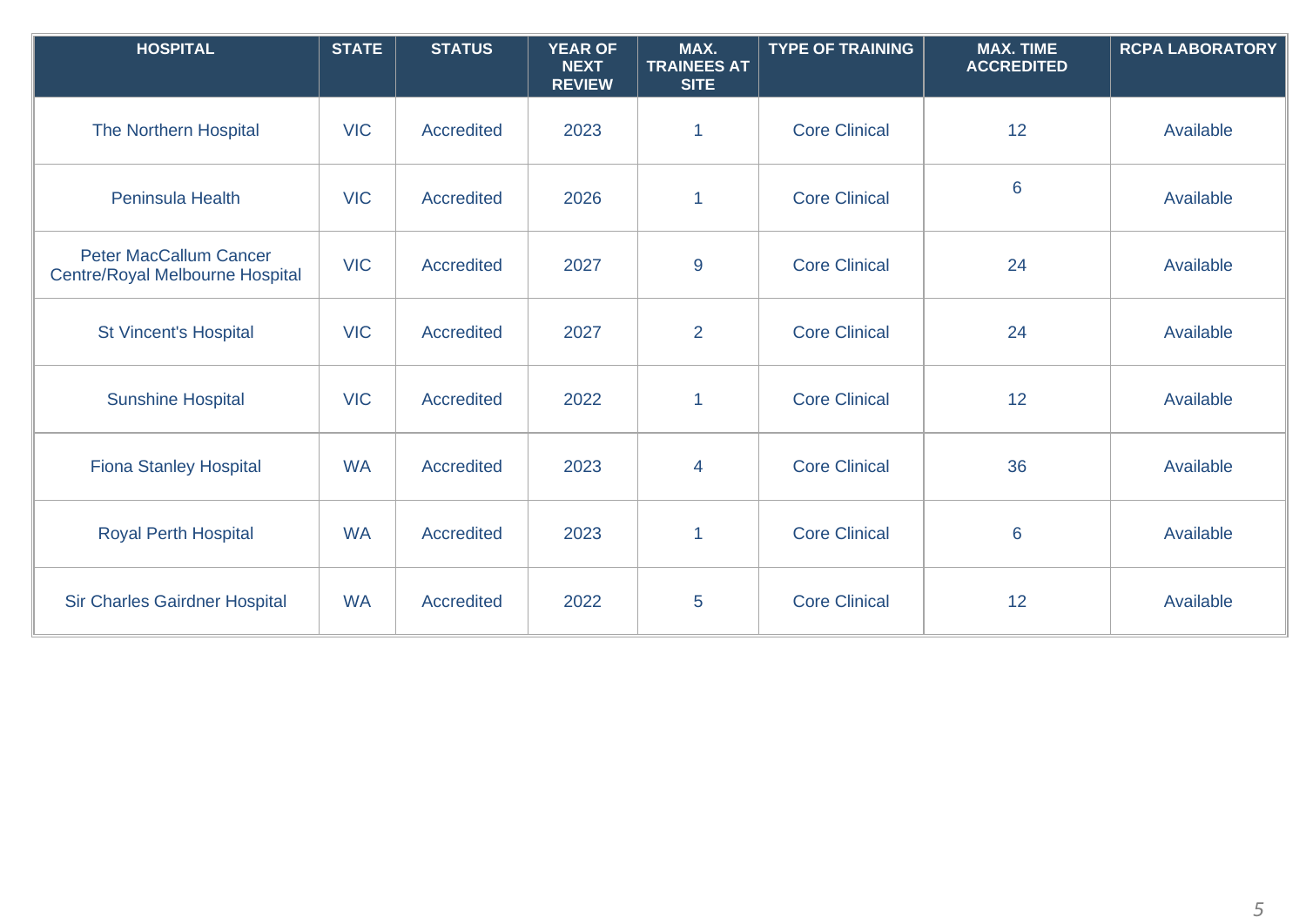| HOSPITAL | STATE | STATUS | YEAR OF NEXT REVIEW | MAX. TRAINEES AT SITE | TYPE OF TRAINING | MAX. TIME ACCREDITED | RCPA LABORATORY |
|---|---|---|---|---|---|---|---|
| The Northern Hospital | VIC | Accredited | 2023 | 1 | Core Clinical | 12 | Available |
| Peninsula Health | VIC | Accredited | 2026 | 1 | Core Clinical | 6 | Available |
| Peter MacCallum Cancer Centre/Royal Melbourne Hospital | VIC | Accredited | 2027 | 9 | Core Clinical | 24 | Available |
| St Vincent's Hospital | VIC | Accredited | 2027 | 2 | Core Clinical | 24 | Available |
| Sunshine Hospital | VIC | Accredited | 2022 | 1 | Core Clinical | 12 | Available |
| Fiona Stanley Hospital | WA | Accredited | 2023 | 4 | Core Clinical | 36 | Available |
| Royal Perth Hospital | WA | Accredited | 2023 | 1 | Core Clinical | 6 | Available |
| Sir Charles Gairdner Hospital | WA | Accredited | 2022 | 5 | Core Clinical | 12 | Available |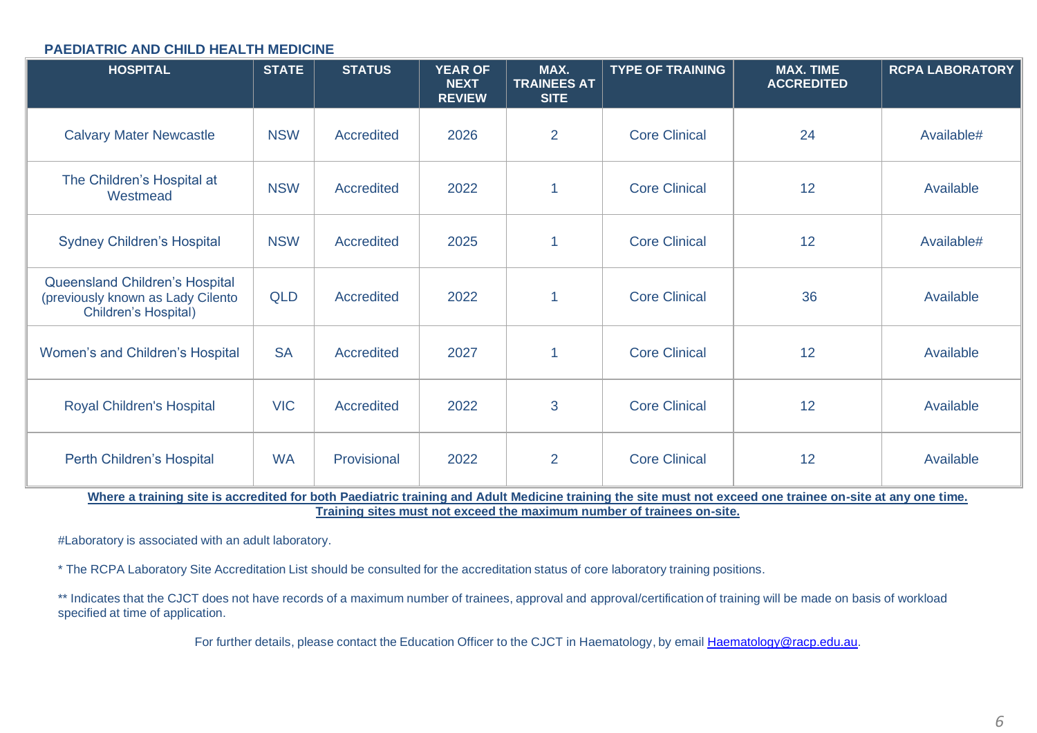## PAEDIATRIC AND CHILD HEALTH MEDICINE

| HOSPITAL | STATE | STATUS | YEAR OF NEXT REVIEW | MAX. TRAINEES AT SITE | TYPE OF TRAINING | MAX. TIME ACCREDITED | RCPA LABORATORY |
|---|---|---|---|---|---|---|---|
| Calvary Mater Newcastle | NSW | Accredited | 2026 | 2 | Core Clinical | 24 | Available# |
| The Children's Hospital at Westmead | NSW | Accredited | 2022 | 1 | Core Clinical | 12 | Available |
| Sydney Children's Hospital | NSW | Accredited | 2025 | 1 | Core Clinical | 12 | Available# |
| Queensland Children's Hospital (previously known as Lady Cilento Children's Hospital) | QLD | Accredited | 2022 | 1 | Core Clinical | 36 | Available |
| Women's and Children's Hospital | SA | Accredited | 2027 | 1 | Core Clinical | 12 | Available |
| Royal Children's Hospital | VIC | Accredited | 2022 | 3 | Core Clinical | 12 | Available |
| Perth Children's Hospital | WA | Provisional | 2022 | 2 | Core Clinical | 12 | Available |

**Where a training site is accredited for both Paediatric training and Adult Medicine training the site must not exceed one trainee on-site at any one time.**
**Training sites must not exceed the maximum number of trainees on-site.**

#Laboratory is associated with an adult laboratory.

* The RCPA Laboratory Site Accreditation List should be consulted for the accreditation status of core laboratory training positions.

** Indicates that the CJCT does not have records of a maximum number of trainees, approval and approval/certification of training will be made on basis of workload specified at time of application.

For further details, please contact the Education Officer to the CJCT in Haematology, by email Haematology@racp.edu.au.